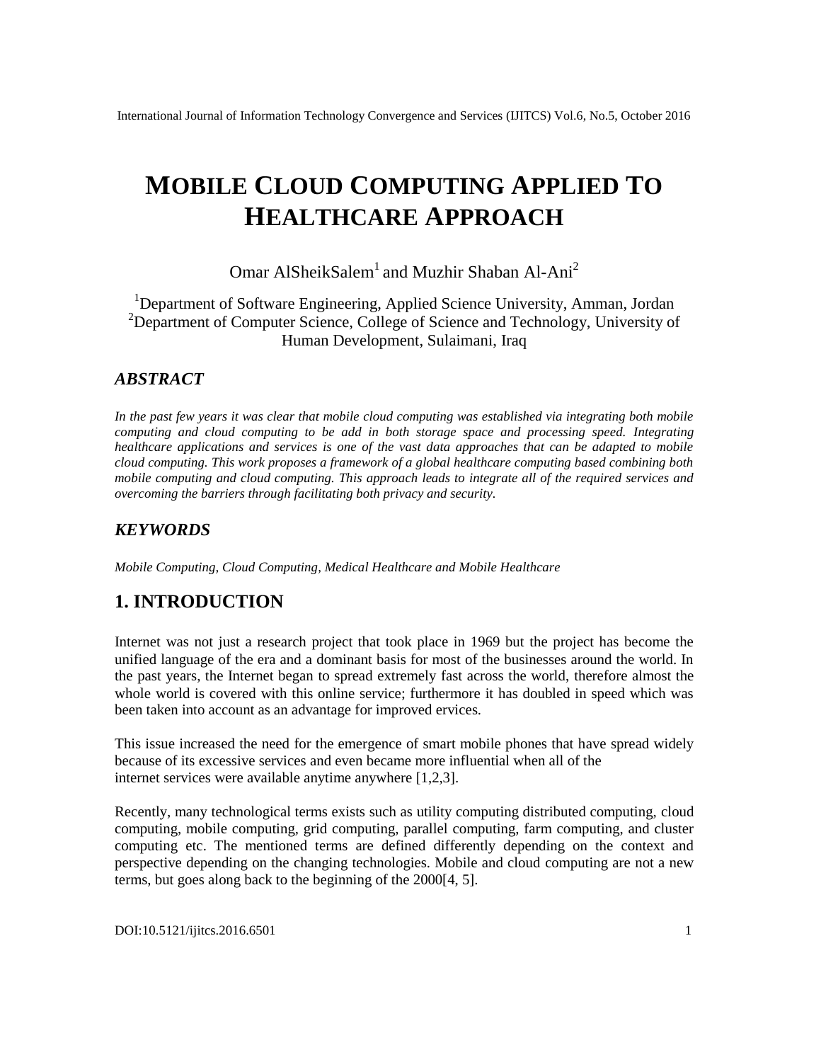# MOBILE CLOUD COMPUTING APPLIED TO HEALTHCARE APPROACH

Omar AlSheikSalem[1] and Muzhir Shaban Al-Ani[2]

[1]Department of Software Engineering, Applied Science University, Amman, Jordan
[2]Department of Computer Science, College of Science and Technology, University of Human Development, Sulaimani, Iraq

## *ABSTRACT*

*In the past few years it was clear that mobile cloud computing was established via integrating both mobile computing and cloud computing to be add in both storage space and processing speed. Integrating healthcare applications and services is one of the vast data approaches that can be adapted to mobile cloud computing. This work proposes a framework of a global healthcare computing based combining both mobile computing and cloud computing. This approach leads to integrate all of the required services and overcoming the barriers through facilitating both privacy and security.*

## *KEYWORDS*

*Mobile Computing, Cloud Computing, Medical Healthcare and Mobile Healthcare*

## 1. INTRODUCTION

Internet was not just a research project that took place in 1969 but the project has become the unified language of the era and a dominant basis for most of the businesses around the world. In the past years, the Internet began to spread extremely fast across the world, therefore almost the whole world is covered with this online service; furthermore it has doubled in speed which was been taken into account as an advantage for improved ervices.

This issue increased the need for the emergence of smart mobile phones that have spread widely because of its excessive services and even became more influential when all of the internet services were available anytime anywhere [1,2,3].

Recently, many technological terms exists such as utility computing distributed computing, cloud computing, mobile computing, grid computing, parallel computing, farm computing, and cluster computing etc. The mentioned terms are defined differently depending on the context and perspective depending on the changing technologies. Mobile and cloud computing are not a new terms, but goes along back to the beginning of the 2000[4, 5].

DOI:10.5121/ijitcs.2016.6501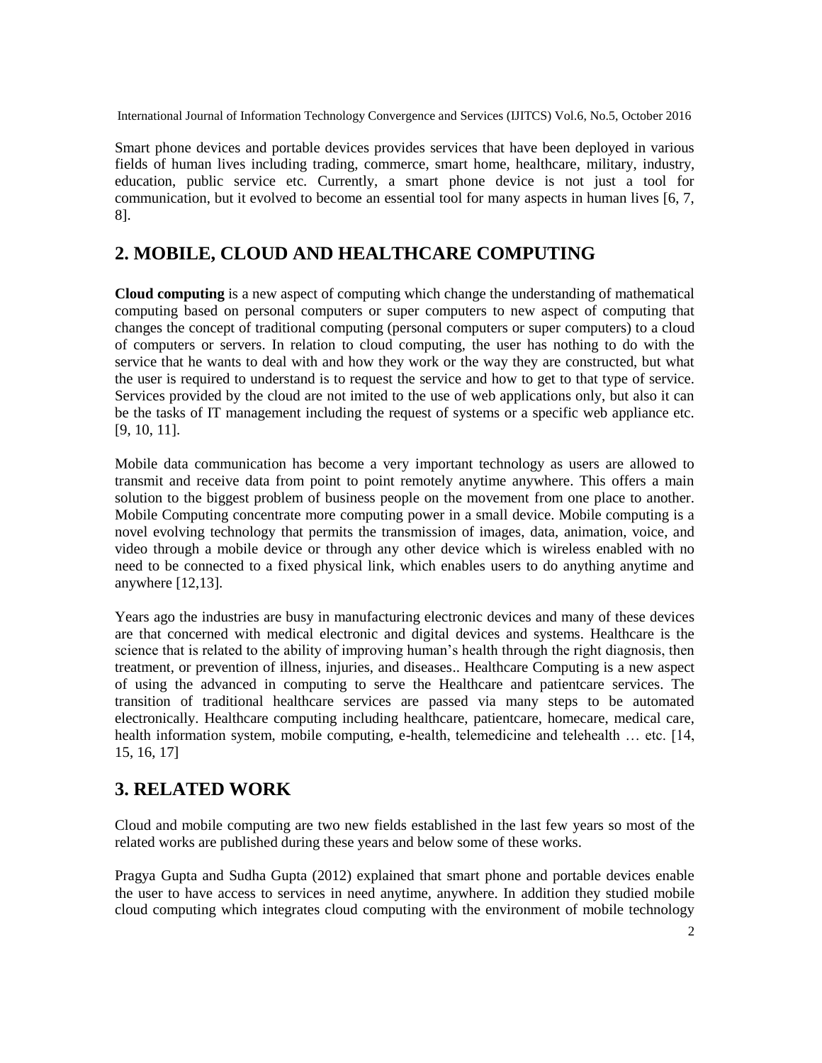Smart phone devices and portable devices provides services that have been deployed in various fields of human lives including trading, commerce, smart home, healthcare, military, industry, education, public service etc. Currently, a smart phone device is not just a tool for communication, but it evolved to become an essential tool for many aspects in human lives [6, 7, 8].

## 2. MOBILE, CLOUD AND HEALTHCARE COMPUTING

**Cloud computing** is a new aspect of computing which change the understanding of mathematical computing based on personal computers or super computers to new aspect of computing that changes the concept of traditional computing (personal computers or super computers) to a cloud of computers or servers. In relation to cloud computing, the user has nothing to do with the service that he wants to deal with and how they work or the way they are constructed, but what the user is required to understand is to request the service and how to get to that type of service. Services provided by the cloud are not imited to the use of web applications only, but also it can be the tasks of IT management including the request of systems or a specific web appliance etc. [9, 10, 11].

Mobile data communication has become a very important technology as users are allowed to transmit and receive data from point to point remotely anytime anywhere. This offers a main solution to the biggest problem of business people on the movement from one place to another. Mobile Computing concentrate more computing power in a small device. Mobile computing is a novel evolving technology that permits the transmission of images, data, animation, voice, and video through a mobile device or through any other device which is wireless enabled with no need to be connected to a fixed physical link, which enables users to do anything anytime and anywhere [12,13].

Years ago the industries are busy in manufacturing electronic devices and many of these devices are that concerned with medical electronic and digital devices and systems. Healthcare is the science that is related to the ability of improving human's health through the right diagnosis, then treatment, or prevention of illness, injuries, and diseases.. Healthcare Computing is a new aspect of using the advanced in computing to serve the Healthcare and patientcare services. The transition of traditional healthcare services are passed via many steps to be automated electronically. Healthcare computing including healthcare, patientcare, homecare, medical care, health information system, mobile computing, e-health, telemedicine and telehealth … etc. [14, 15, 16, 17]

## 3. RELATED WORK

Cloud and mobile computing are two new fields established in the last few years so most of the related works are published during these years and below some of these works.

Pragya Gupta and Sudha Gupta (2012) explained that smart phone and portable devices enable the user to have access to services in need anytime, anywhere. In addition they studied mobile cloud computing which integrates cloud computing with the environment of mobile technology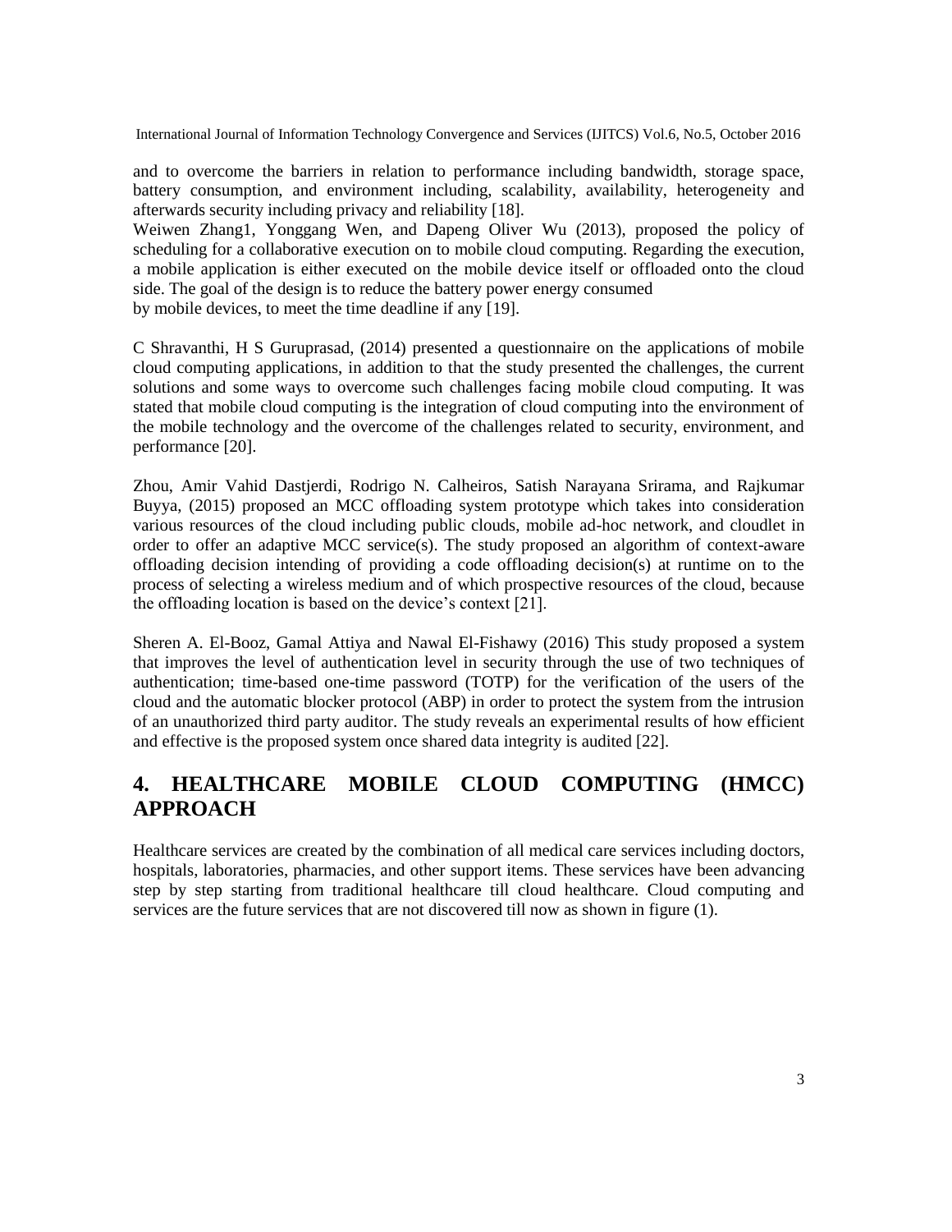and to overcome the barriers in relation to performance including bandwidth, storage space, battery consumption, and environment including, scalability, availability, heterogeneity and afterwards security including privacy and reliability [18].

Weiwen Zhang1, Yonggang Wen, and Dapeng Oliver Wu (2013), proposed the policy of scheduling for a collaborative execution on to mobile cloud computing. Regarding the execution, a mobile application is either executed on the mobile device itself or offloaded onto the cloud side. The goal of the design is to reduce the battery power energy consumed by mobile devices, to meet the time deadline if any [19].

C Shravanthi, H S Guruprasad, (2014) presented a questionnaire on the applications of mobile cloud computing applications, in addition to that the study presented the challenges, the current solutions and some ways to overcome such challenges facing mobile cloud computing. It was stated that mobile cloud computing is the integration of cloud computing into the environment of the mobile technology and the overcome of the challenges related to security, environment, and performance [20].

Zhou, Amir Vahid Dastjerdi, Rodrigo N. Calheiros, Satish Narayana Srirama, and Rajkumar Buyya, (2015) proposed an MCC offloading system prototype which takes into consideration various resources of the cloud including public clouds, mobile ad-hoc network, and cloudlet in order to offer an adaptive MCC service(s). The study proposed an algorithm of context-aware offloading decision intending of providing a code offloading decision(s) at runtime on to the process of selecting a wireless medium and of which prospective resources of the cloud, because the offloading location is based on the device's context [21].

Sheren A. El-Booz, Gamal Attiya and Nawal El-Fishawy (2016) This study proposed a system that improves the level of authentication level in security through the use of two techniques of authentication; time-based one-time password (TOTP) for the verification of the users of the cloud and the automatic blocker protocol (ABP) in order to protect the system from the intrusion of an unauthorized third party auditor. The study reveals an experimental results of how efficient and effective is the proposed system once shared data integrity is audited [22].

## 4. HEALTHCARE MOBILE CLOUD COMPUTING (HMCC) APPROACH

Healthcare services are created by the combination of all medical care services including doctors, hospitals, laboratories, pharmacies, and other support items. These services have been advancing step by step starting from traditional healthcare till cloud healthcare. Cloud computing and services are the future services that are not discovered till now as shown in figure (1).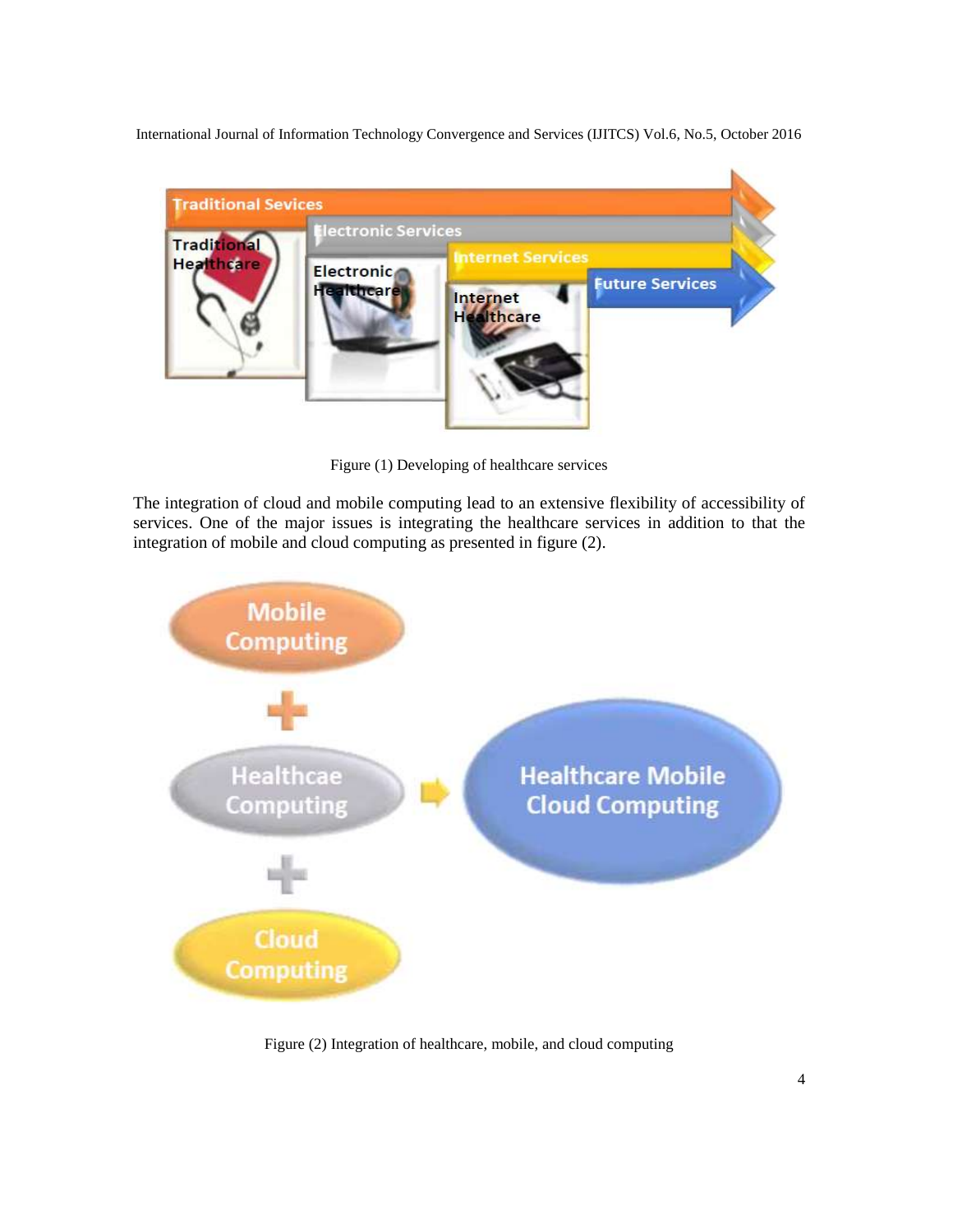Figure (1) Developing of healthcare services

The integration of cloud and mobile computing lead to an extensive flexibility of accessibility of services. One of the major issues is integrating the healthcare services in addition to that the integration of mobile and cloud computing as presented in figure (2).

Figure (2) Integration of healthcare, mobile, and cloud computing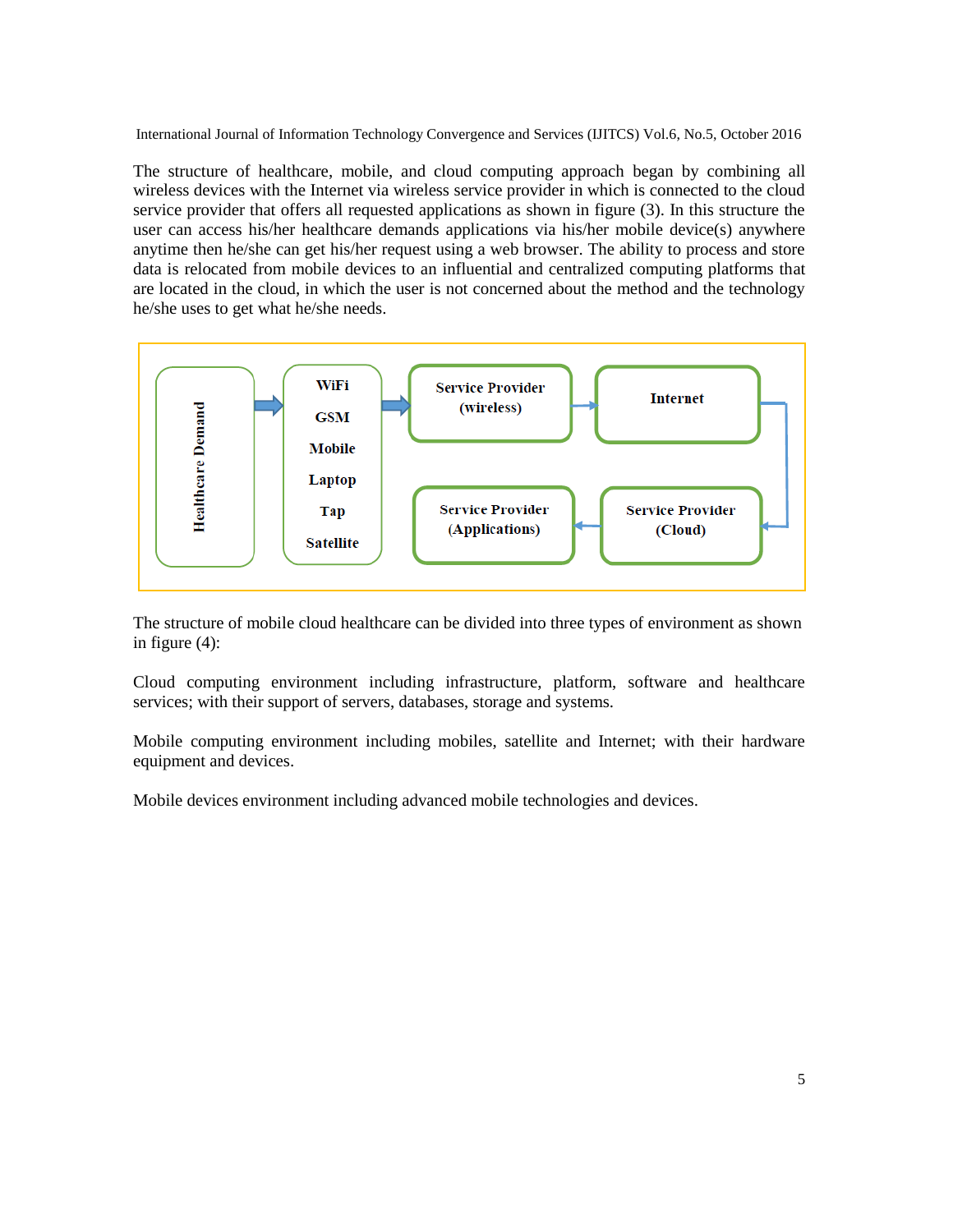The structure of healthcare, mobile, and cloud computing approach began by combining all wireless devices with the Internet via wireless service provider in which is connected to the cloud service provider that offers all requested applications as shown in figure (3). In this structure the user can access his/her healthcare demands applications via his/her mobile device(s) anywhere anytime then he/she can get his/her request using a web browser. The ability to process and store data is relocated from mobile devices to an influential and centralized computing platforms that are located in the cloud, in which the user is not concerned about the method and the technology he/she uses to get what he/she needs.

Healthcare Demand → WiFi, GSM, Mobile, Laptop, Tap, Satellite → Service Provider (wireless) → Internet → Service Provider (Cloud) → Service Provider (Applications)

The structure of mobile cloud healthcare can be divided into three types of environment as shown in figure (4):

Cloud computing environment including infrastructure, platform, software and healthcare services; with their support of servers, databases, storage and systems.

Mobile computing environment including mobiles, satellite and Internet; with their hardware equipment and devices.

Mobile devices environment including advanced mobile technologies and devices.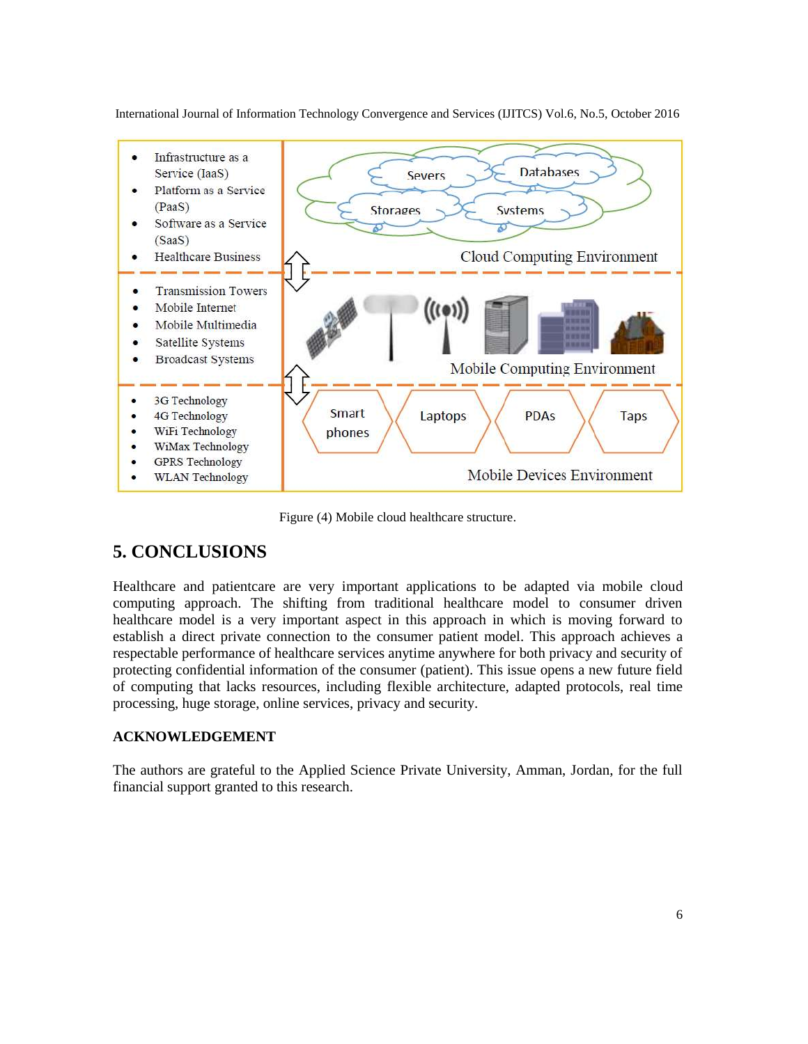- Infrastructure as a Service (IaaS)
- Platform as a Service (PaaS)
- Software as a Service (SaaS)
- Healthcare Business

Severs · Databases · Storages · Systems

Cloud Computing Environment

- Transmission Towers
- Mobile Internet
- Mobile Multimedia
- Satellite Systems
- Broadcast Systems

Mobile Computing Environment

- 3G Technology
- 4G Technology
- WiFi Technology
- WiMax Technology
- GPRS Technology
- WLAN Technology

Smart phones · Laptops · PDAs · Taps

Mobile Devices Environment

Figure (4) Mobile cloud healthcare structure.

## 5. CONCLUSIONS

Healthcare and patientcare are very important applications to be adapted via mobile cloud computing approach. The shifting from traditional healthcare model to consumer driven healthcare model is a very important aspect in this approach in which is moving forward to establish a direct private connection to the consumer patient model. This approach achieves a respectable performance of healthcare services anytime anywhere for both privacy and security of protecting confidential information of the consumer (patient). This issue opens a new future field of computing that lacks resources, including flexible architecture, adapted protocols, real time processing, huge storage, online services, privacy and security.

### ACKNOWLEDGEMENT

The authors are grateful to the Applied Science Private University, Amman, Jordan, for the full financial support granted to this research.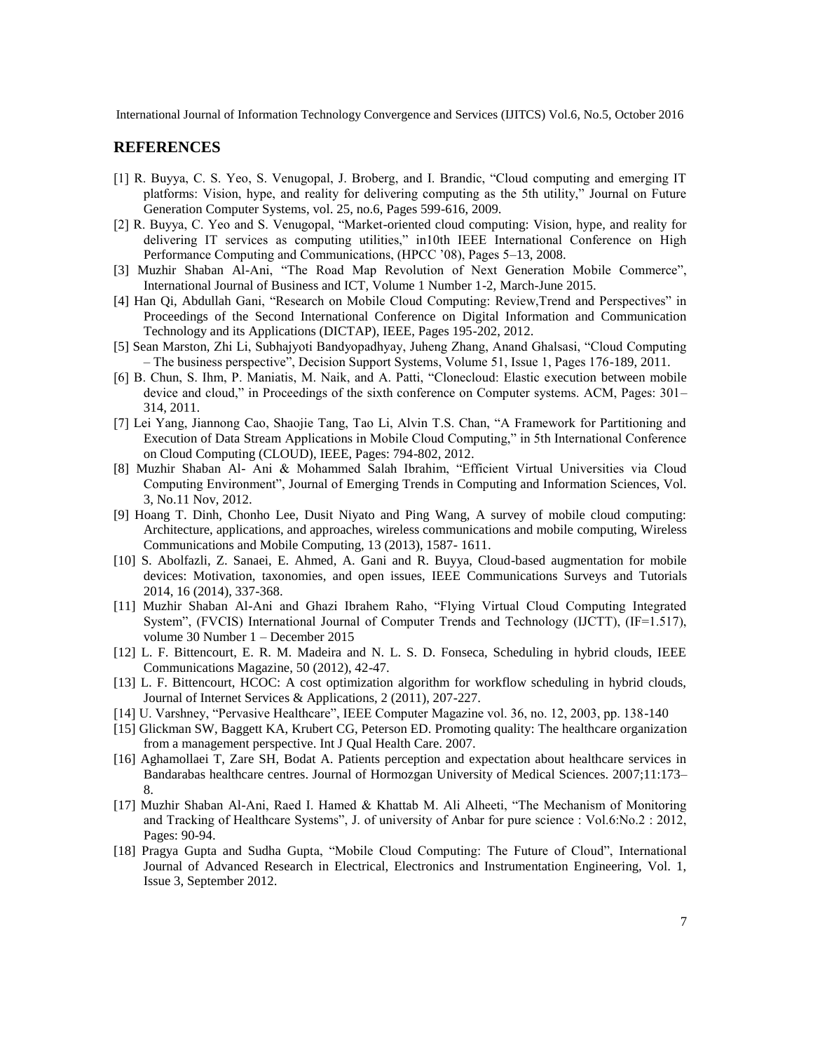## REFERENCES

[1] R. Buyya, C. S. Yeo, S. Venugopal, J. Broberg, and I. Brandic, "Cloud computing and emerging IT platforms: Vision, hype, and reality for delivering computing as the 5th utility," Journal on Future Generation Computer Systems, vol. 25, no.6, Pages 599-616, 2009.

[2] R. Buyya, C. Yeo and S. Venugopal, "Market-oriented cloud computing: Vision, hype, and reality for delivering IT services as computing utilities," in10th IEEE International Conference on High Performance Computing and Communications, (HPCC '08), Pages 5–13, 2008.

[3] Muzhir Shaban Al-Ani, "The Road Map Revolution of Next Generation Mobile Commerce", International Journal of Business and ICT, Volume 1 Number 1-2, March-June 2015.

[4] Han Qi, Abdullah Gani, "Research on Mobile Cloud Computing: Review,Trend and Perspectives" in Proceedings of the Second International Conference on Digital Information and Communication Technology and its Applications (DICTAP), IEEE, Pages 195-202, 2012.

[5] Sean Marston, Zhi Li, Subhajyoti Bandyopadhyay, Juheng Zhang, Anand Ghalsasi, "Cloud Computing – The business perspective", Decision Support Systems, Volume 51, Issue 1, Pages 176-189, 2011.

[6] B. Chun, S. Ihm, P. Maniatis, M. Naik, and A. Patti, "Clonecloud: Elastic execution between mobile device and cloud," in Proceedings of the sixth conference on Computer systems. ACM, Pages: 301–314, 2011.

[7] Lei Yang, Jiannong Cao, Shaojie Tang, Tao Li, Alvin T.S. Chan, "A Framework for Partitioning and Execution of Data Stream Applications in Mobile Cloud Computing," in 5th International Conference on Cloud Computing (CLOUD), IEEE, Pages: 794-802, 2012.

[8] Muzhir Shaban Al- Ani & Mohammed Salah Ibrahim, "Efficient Virtual Universities via Cloud Computing Environment", Journal of Emerging Trends in Computing and Information Sciences, Vol. 3, No.11 Nov, 2012.

[9] Hoang T. Dinh, Chonho Lee, Dusit Niyato and Ping Wang, A survey of mobile cloud computing: Architecture, applications, and approaches, wireless communications and mobile computing, Wireless Communications and Mobile Computing, 13 (2013), 1587- 1611.

[10] S. Abolfazli, Z. Sanaei, E. Ahmed, A. Gani and R. Buyya, Cloud-based augmentation for mobile devices: Motivation, taxonomies, and open issues, IEEE Communications Surveys and Tutorials 2014, 16 (2014), 337-368.

[11] Muzhir Shaban Al-Ani and Ghazi Ibrahem Raho, "Flying Virtual Cloud Computing Integrated System", (FVCIS) International Journal of Computer Trends and Technology (IJCTT), (IF=1.517), volume 30 Number 1 – December 2015

[12] L. F. Bittencourt, E. R. M. Madeira and N. L. S. D. Fonseca, Scheduling in hybrid clouds, IEEE Communications Magazine, 50 (2012), 42-47.

[13] L. F. Bittencourt, HCOC: A cost optimization algorithm for workflow scheduling in hybrid clouds, Journal of Internet Services & Applications, 2 (2011), 207-227.

[14] U. Varshney, "Pervasive Healthcare", IEEE Computer Magazine vol. 36, no. 12, 2003, pp. 138-140

[15] Glickman SW, Baggett KA, Krubert CG, Peterson ED. Promoting quality: The healthcare organization from a management perspective. Int J Qual Health Care. 2007.

[16] Aghamollaei T, Zare SH, Bodat A. Patients perception and expectation about healthcare services in Bandarabas healthcare centres. Journal of Hormozgan University of Medical Sciences. 2007;11:173–8.

[17] Muzhir Shaban Al-Ani, Raed I. Hamed & Khattab M. Ali Alheeti, "The Mechanism of Monitoring and Tracking of Healthcare Systems", J. of university of Anbar for pure science : Vol.6:No.2 : 2012, Pages: 90-94.

[18] Pragya Gupta and Sudha Gupta, "Mobile Cloud Computing: The Future of Cloud", International Journal of Advanced Research in Electrical, Electronics and Instrumentation Engineering, Vol. 1, Issue 3, September 2012.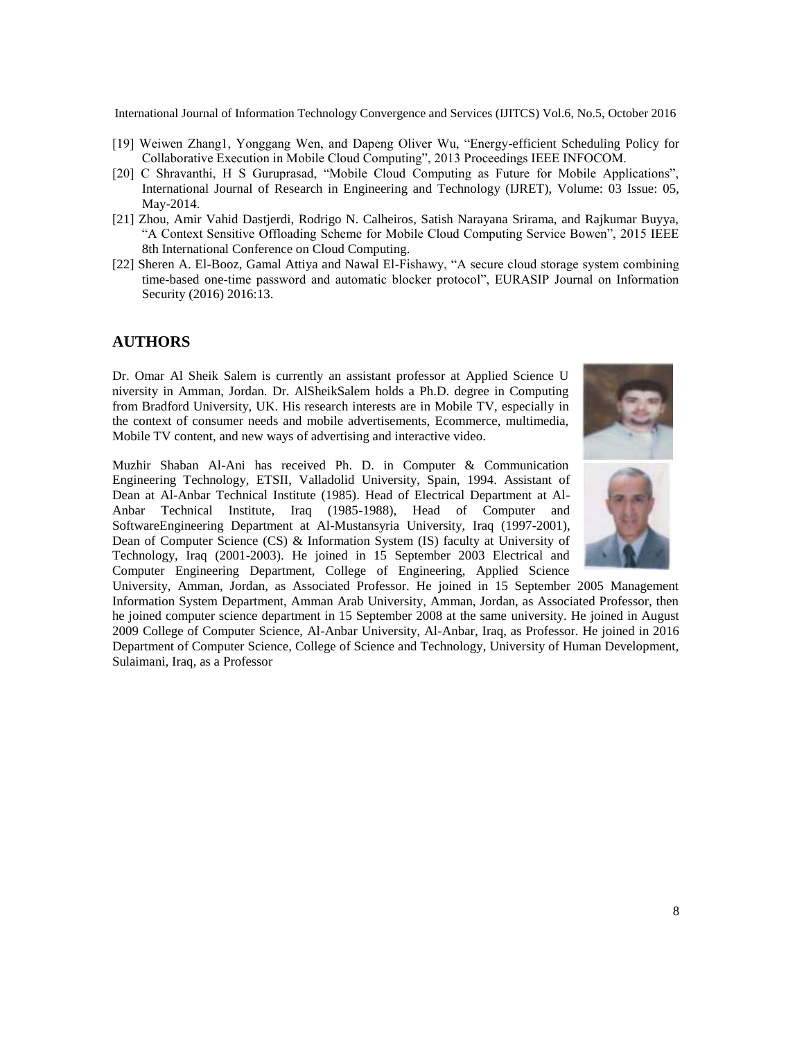[19] Weiwen Zhang1, Yonggang Wen, and Dapeng Oliver Wu, “Energy-efficient Scheduling Policy for Collaborative Execution in Mobile Cloud Computing”, 2013 Proceedings IEEE INFOCOM.

[20] C Shravanthi, H S Guruprasad, “Mobile Cloud Computing as Future for Mobile Applications”, International Journal of Research in Engineering and Technology (IJRET), Volume: 03 Issue: 05, May-2014.

[21] Zhou, Amir Vahid Dastjerdi, Rodrigo N. Calheiros, Satish Narayana Srirama, and Rajkumar Buyya, “A Context Sensitive Offloading Scheme for Mobile Cloud Computing Service Bowen”, 2015 IEEE 8th International Conference on Cloud Computing.

[22] Sheren A. El-Booz, Gamal Attiya and Nawal El-Fishawy, “A secure cloud storage system combining time-based one-time password and automatic blocker protocol”, EURASIP Journal on Information Security (2016) 2016:13.

## AUTHORS

Dr. Omar Al Sheik Salem is currently an assistant professor at Applied Science U niversity in Amman, Jordan. Dr. AlSheikSalem holds a Ph.D. degree in Computing from Bradford University, UK. His research interests are in Mobile TV, especially in the context of consumer needs and mobile advertisements, Ecommerce, multimedia, Mobile TV content, and new ways of advertising and interactive video.

Muzhir Shaban Al-Ani has received Ph. D. in Computer & Communication Engineering Technology, ETSII, Valladolid University, Spain, 1994. Assistant of Dean at Al-Anbar Technical Institute (1985). Head of Electrical Department at Al-Anbar Technical Institute, Iraq (1985-1988), Head of Computer and SoftwareEngineering Department at Al-Mustansyria University, Iraq (1997-2001), Dean of Computer Science (CS) & Information System (IS) faculty at University of Technology, Iraq (2001-2003). He joined in 15 September 2003 Electrical and Computer Engineering Department, College of Engineering, Applied Science University, Amman, Jordan, as Associated Professor. He joined in 15 September 2005 Management Information System Department, Amman Arab University, Amman, Jordan, as Associated Professor, then he joined computer science department in 15 September 2008 at the same university. He joined in August 2009 College of Computer Science, Al-Anbar University, Al-Anbar, Iraq, as Professor. He joined in 2016 Department of Computer Science, College of Science and Technology, University of Human Development, Sulaimani, Iraq, as a Professor